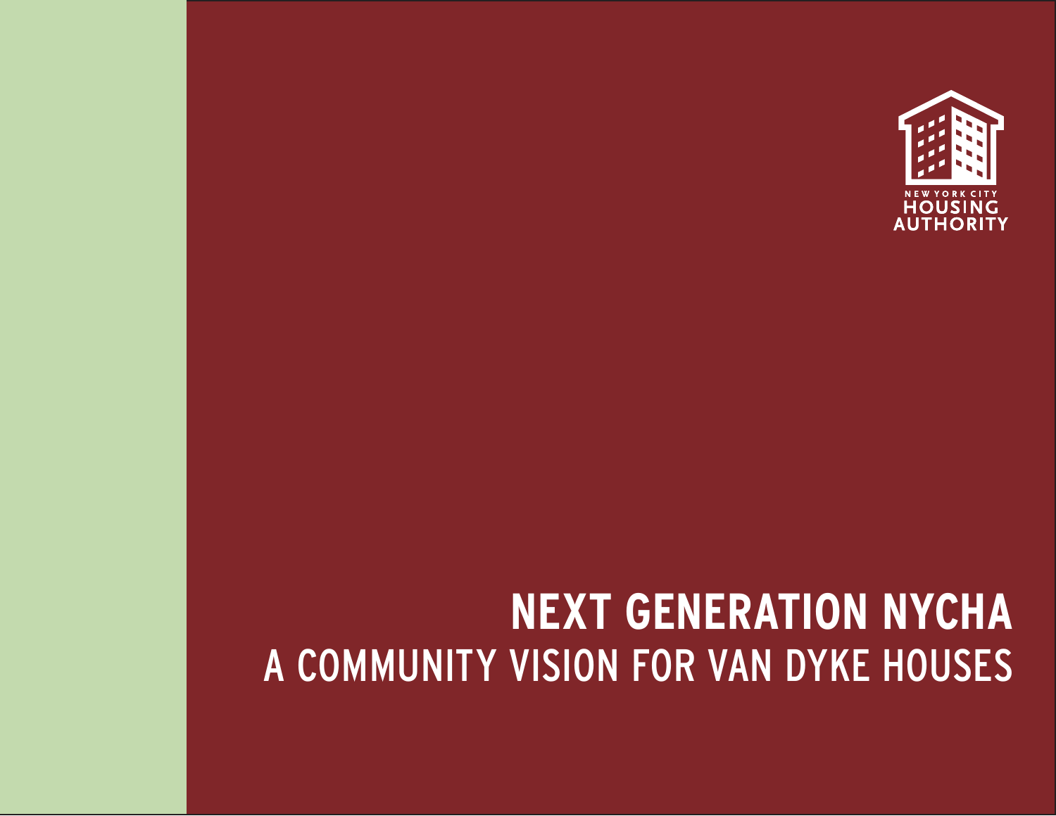NEW YORK CITY
HOUSING
AUTHORITY

# NEXT GENERATION NYCHA

## A COMMUNITY VISION FOR VAN DYKE HOUSES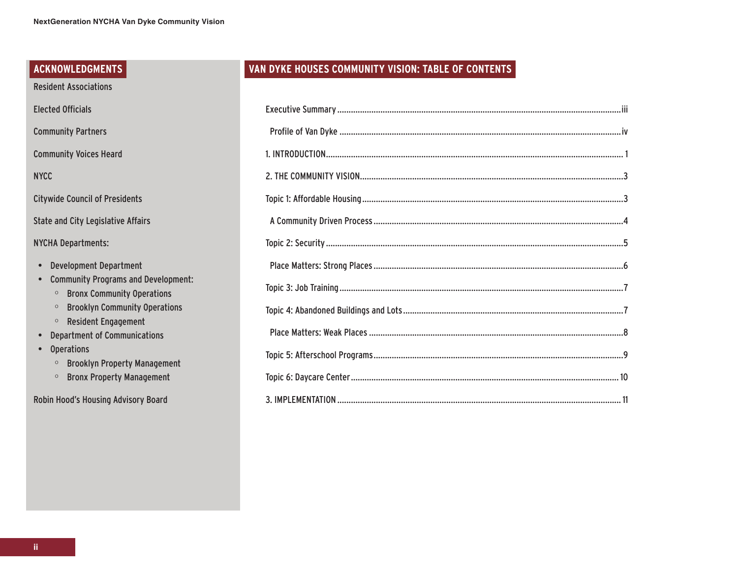## ACKNOWLEDGMENTS

Resident Associations

Elected Officials

Community Partners

Community Voices Heard

NYCC

Citywide Council of Presidents

State and City Legislative Affairs

NYCHA Departments:

- Development Department
- Community Programs and Development:
  - Bronx Community Operations
  - Brooklyn Community Operations
  - Resident Engagement
- Department of Communications
- Operations
  - Brooklyn Property Management
  - Bronx Property Management

Robin Hood's Housing Advisory Board

## VAN DYKE HOUSES COMMUNITY VISION: TABLE OF CONTENTS

Executive Summary ........ iii

Profile of Van Dyke ........ iv

1. INTRODUCTION ........ 1

2. THE COMMUNITY VISION ........ 3

Topic 1: Affordable Housing ........ 3

A Community Driven Process ........ 4

Topic 2: Security ........ 5

Place Matters: Strong Places ........ 6

Topic 3: Job Training ........ 7

Topic 4: Abandoned Buildings and Lots ........ 7

Place Matters: Weak Places ........ 8

Topic 5: Afterschool Programs ........ 9

Topic 6: Daycare Center ........ 10

3. IMPLEMENTATION ........ 11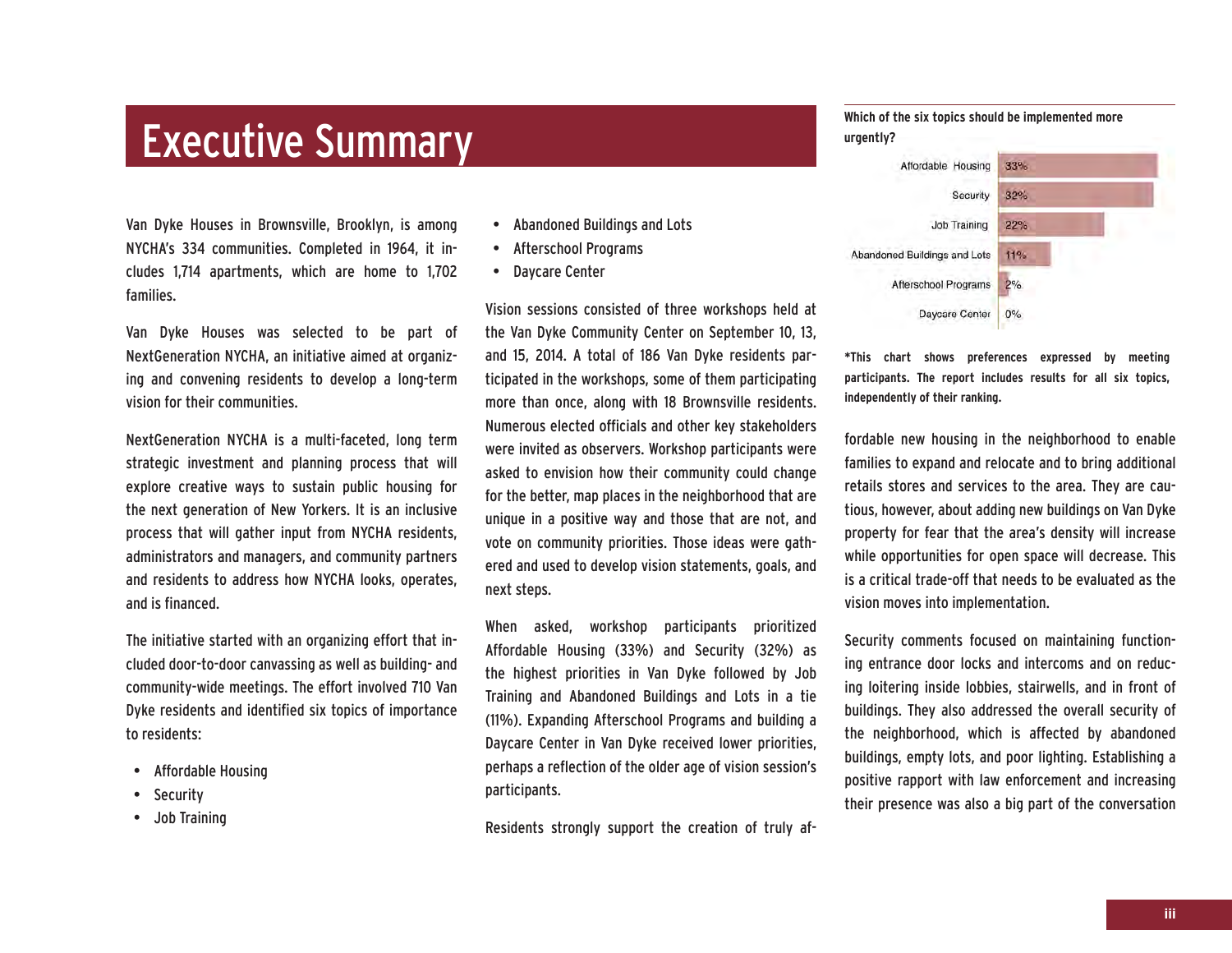# Executive Summary

Van Dyke Houses in Brownsville, Brooklyn, is among NYCHA's 334 communities. Completed in 1964, it includes 1,714 apartments, which are home to 1,702 families.

Van Dyke Houses was selected to be part of NextGeneration NYCHA, an initiative aimed at organizing and convening residents to develop a long-term vision for their communities.

NextGeneration NYCHA is a multi-faceted, long term strategic investment and planning process that will explore creative ways to sustain public housing for the next generation of New Yorkers. It is an inclusive process that will gather input from NYCHA residents, administrators and managers, and community partners and residents to address how NYCHA looks, operates, and is financed.

The initiative started with an organizing effort that included door-to-door canvassing as well as building- and community-wide meetings. The effort involved 710 Van Dyke residents and identified six topics of importance to residents:

- Affordable Housing
- Security
- Job Training
- Abandoned Buildings and Lots
- Afterschool Programs
- Daycare Center

Vision sessions consisted of three workshops held at the Van Dyke Community Center on September 10, 13, and 15, 2014. A total of 186 Van Dyke residents participated in the workshops, some of them participating more than once, along with 18 Brownsville residents. Numerous elected officials and other key stakeholders were invited as observers. Workshop participants were asked to envision how their community could change for the better, map places in the neighborhood that are unique in a positive way and those that are not, and vote on community priorities. Those ideas were gathered and used to develop vision statements, goals, and next steps.

When asked, workshop participants prioritized Affordable Housing (33%) and Security (32%) as the highest priorities in Van Dyke followed by Job Training and Abandoned Buildings and Lots in a tie (11%). Expanding Afterschool Programs and building a Daycare Center in Van Dyke received lower priorities, perhaps a reflection of the older age of vision session's participants.

Residents strongly support the creation of truly affordable new housing in the neighborhood to enable families to expand and relocate and to bring additional retails stores and services to the area. They are cautious, however, about adding new buildings on Van Dyke property for fear that the area's density will increase while opportunities for open space will decrease. This is a critical trade-off that needs to be evaluated as the vision moves into implementation.

Security comments focused on maintaining functioning entrance door locks and intercoms and on reducing loitering inside lobbies, stairwells, and in front of buildings. They also addressed the overall security of the neighborhood, which is affected by abandoned buildings, empty lots, and poor lighting. Establishing a positive rapport with law enforcement and increasing their presence was also a big part of the conversation

**Which of the six topics should be implemented more urgently?**

| Topic | Percentage |
| --- | --- |
| Affordable Housing | 33% |
| Security | 32% |
| Job Training | 22% |
| Abandoned Buildings and Lots | 11% |
| Afterschool Programs | 2% |
| Daycare Center | 0% |

**\*This chart shows preferences expressed by meeting participants. The report includes results for all six topics, independently of their ranking.**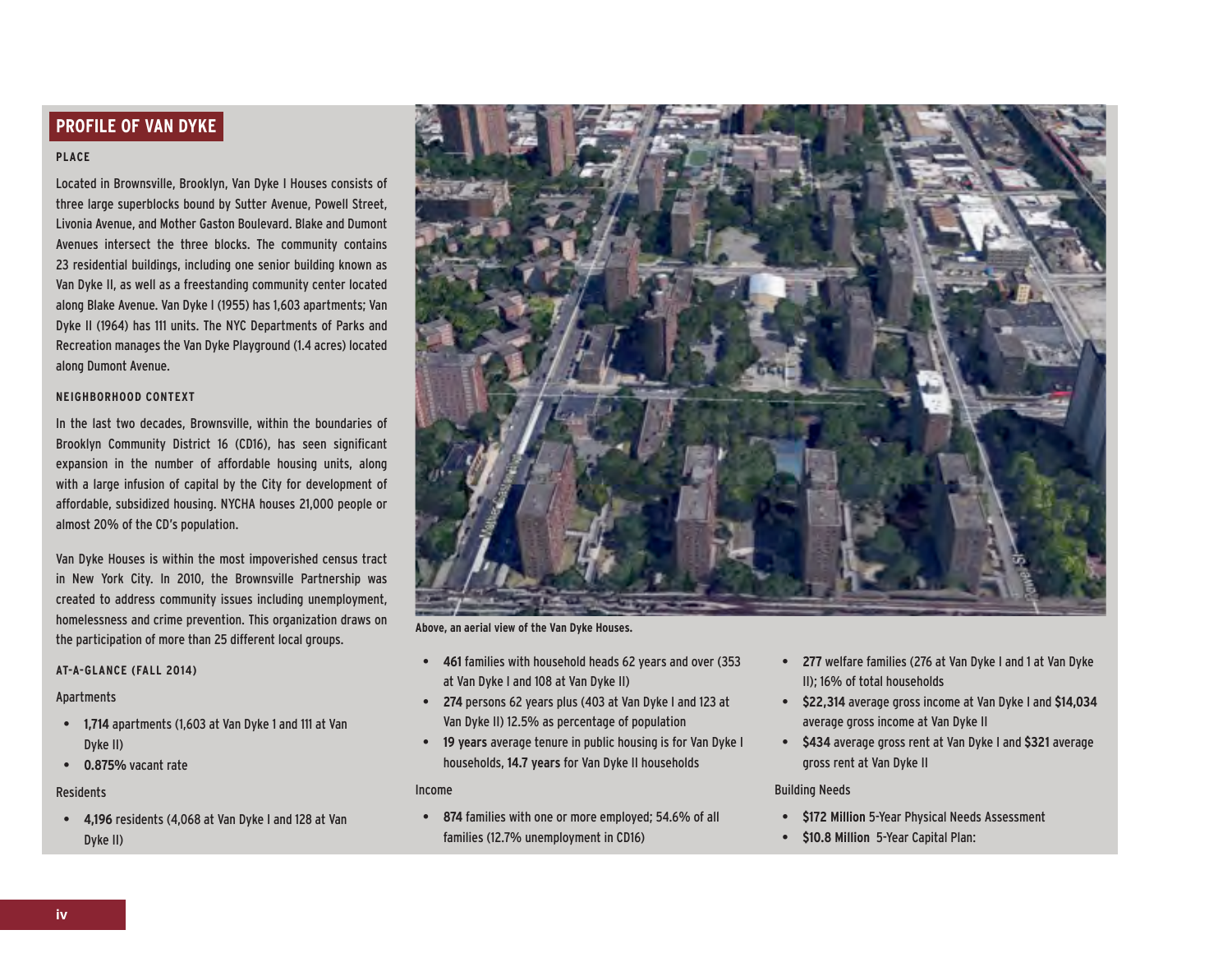## PROFILE OF VAN DYKE

### PLACE

Located in Brownsville, Brooklyn, Van Dyke I Houses consists of three large superblocks bound by Sutter Avenue, Powell Street, Livonia Avenue, and Mother Gaston Boulevard. Blake and Dumont Avenues intersect the three blocks. The community contains 23 residential buildings, including one senior building known as Van Dyke II, as well as a freestanding community center located along Blake Avenue. Van Dyke I (1955) has 1,603 apartments; Van Dyke II (1964) has 111 units. The NYC Departments of Parks and Recreation manages the Van Dyke Playground (1.4 acres) located along Dumont Avenue.

### NEIGHBORHOOD CONTEXT

In the last two decades, Brownsville, within the boundaries of Brooklyn Community District 16 (CD16), has seen significant expansion in the number of affordable housing units, along with a large infusion of capital by the City for development of affordable, subsidized housing. NYCHA houses 21,000 people or almost 20% of the CD's population.

Van Dyke Houses is within the most impoverished census tract in New York City. In 2010, the Brownsville Partnership was created to address community issues including unemployment, homelessness and crime prevention. This organization draws on the participation of more than 25 different local groups.

Above, an aerial view of the Van Dyke Houses.

### AT-A-GLANCE (FALL 2014)

Apartments

- **1,714** apartments (1,603 at Van Dyke 1 and 111 at Van Dyke II)
- **0.875%** vacant rate

Residents

- **4,196** residents (4,068 at Van Dyke I and 128 at Van Dyke II)
- **461** families with household heads 62 years and over (353 at Van Dyke I and 108 at Van Dyke II)
- **274** persons 62 years plus (403 at Van Dyke I and 123 at Van Dyke II) 12.5% as percentage of population
- **19 years** average tenure in public housing is for Van Dyke I households, **14.7 years** for Van Dyke II households

Income

- **874** families with one or more employed; 54.6% of all families (12.7% unemployment in CD16)
- **277** welfare families (276 at Van Dyke I and 1 at Van Dyke II); 16% of total households
- **$22,314** average gross income at Van Dyke I and **$14,034** average gross income at Van Dyke II
- **$434** average gross rent at Van Dyke I and **$321** average gross rent at Van Dyke II

Building Needs

- **$172 Million** 5-Year Physical Needs Assessment
- **$10.8 Million** 5-Year Capital Plan: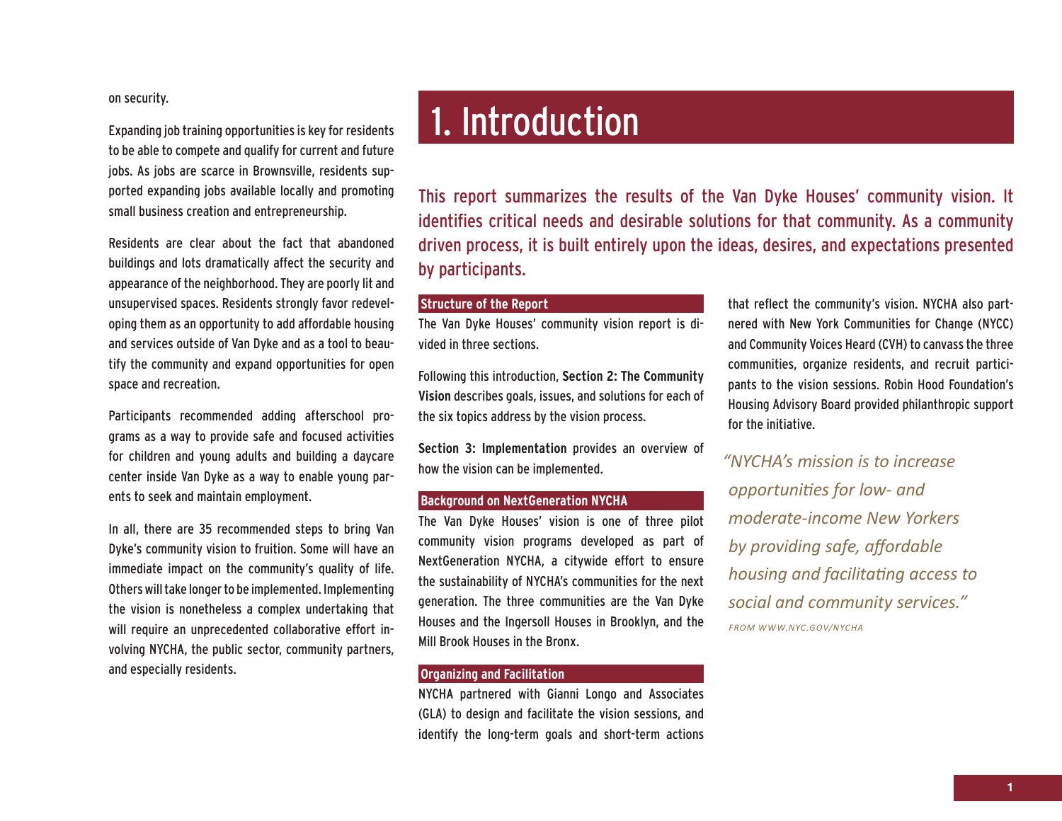on security.

Expanding job training opportunities is key for residents to be able to compete and qualify for current and future jobs. As jobs are scarce in Brownsville, residents supported expanding jobs available locally and promoting small business creation and entrepreneurship.

Residents are clear about the fact that abandoned buildings and lots dramatically affect the security and appearance of the neighborhood. They are poorly lit and unsupervised spaces. Residents strongly favor redeveloping them as an opportunity to add affordable housing and services outside of Van Dyke and as a tool to beautify the community and expand opportunities for open space and recreation.

Participants recommended adding afterschool programs as a way to provide safe and focused activities for children and young adults and building a daycare center inside Van Dyke as a way to enable young parents to seek and maintain employment.

In all, there are 35 recommended steps to bring Van Dyke's community vision to fruition. Some will have an immediate impact on the community's quality of life. Others will take longer to be implemented. Implementing the vision is nonetheless a complex undertaking that will require an unprecedented collaborative effort involving NYCHA, the public sector, community partners, and especially residents.

# 1. Introduction

This report summarizes the results of the Van Dyke Houses' community vision. It identifies critical needs and desirable solutions for that community. As a community driven process, it is built entirely upon the ideas, desires, and expectations presented by participants.

### Structure of the Report

The Van Dyke Houses' community vision report is divided in three sections.

Following this introduction, **Section 2: The Community Vision** describes goals, issues, and solutions for each of the six topics address by the vision process.

**Section 3: Implementation** provides an overview of how the vision can be implemented.

### Background on NextGeneration NYCHA

The Van Dyke Houses' vision is one of three pilot community vision programs developed as part of NextGeneration NYCHA, a citywide effort to ensure the sustainability of NYCHA's communities for the next generation. The three communities are the Van Dyke Houses and the Ingersoll Houses in Brooklyn, and the Mill Brook Houses in the Bronx.

### Organizing and Facilitation

NYCHA partnered with Gianni Longo and Associates (GLA) to design and facilitate the vision sessions, and identify the long-term goals and short-term actions that reflect the community's vision. NYCHA also partnered with New York Communities for Change (NYCC) and Community Voices Heard (CVH) to canvass the three communities, organize residents, and recruit participants to the vision sessions. Robin Hood Foundation's Housing Advisory Board provided philanthropic support for the initiative.

*"NYCHA's mission is to increase opportunities for low- and moderate-income New Yorkers by providing safe, affordable housing and facilitating access to social and community services."*

*FROM WWW.NYC.GOV/NYCHA*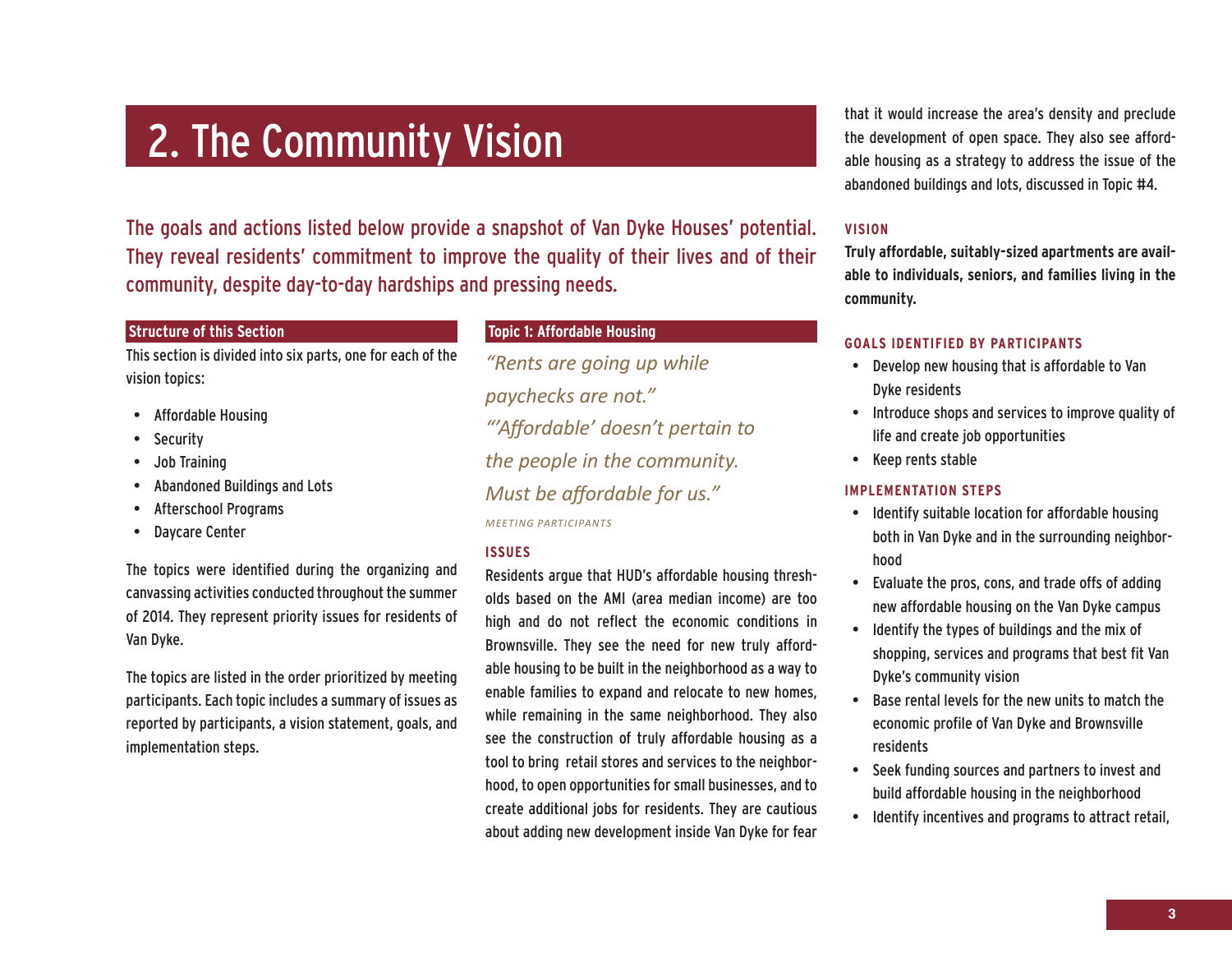# 2. The Community Vision

The goals and actions listed below provide a snapshot of Van Dyke Houses' potential. They reveal residents' commitment to improve the quality of their lives and of their community, despite day-to-day hardships and pressing needs.

## Structure of this Section

This section is divided into six parts, one for each of the vision topics:

- Affordable Housing
- Security
- Job Training
- Abandoned Buildings and Lots
- Afterschool Programs
- Daycare Center

The topics were identified during the organizing and canvassing activities conducted throughout the summer of 2014. They represent priority issues for residents of Van Dyke.

The topics are listed in the order prioritized by meeting participants. Each topic includes a summary of issues as reported by participants, a vision statement, goals, and implementation steps.

## Topic 1: Affordable Housing

*"Rents are going up while paychecks are not."*

*"'Affordable' doesn't pertain to the people in the community. Must be affordable for us."*

*MEETING PARTICIPANTS*

### ISSUES

Residents argue that HUD's affordable housing thresholds based on the AMI (area median income) are too high and do not reflect the economic conditions in Brownsville. They see the need for new truly affordable housing to be built in the neighborhood as a way to enable families to expand and relocate to new homes, while remaining in the same neighborhood. They also see the construction of truly affordable housing as a tool to bring retail stores and services to the neighborhood, to open opportunities for small businesses, and to create additional jobs for residents. They are cautious about adding new development inside Van Dyke for fear that it would increase the area's density and preclude the development of open space. They also see affordable housing as a strategy to address the issue of the abandoned buildings and lots, discussed in Topic #4.

### VISION

**Truly affordable, suitably-sized apartments are available to individuals, seniors, and families living in the community.**

### GOALS IDENTIFIED BY PARTICIPANTS

- Develop new housing that is affordable to Van Dyke residents
- Introduce shops and services to improve quality of life and create job opportunities
- Keep rents stable

### IMPLEMENTATION STEPS

- Identify suitable location for affordable housing both in Van Dyke and in the surrounding neighborhood
- Evaluate the pros, cons, and trade offs of adding new affordable housing on the Van Dyke campus
- Identify the types of buildings and the mix of shopping, services and programs that best fit Van Dyke's community vision
- Base rental levels for the new units to match the economic profile of Van Dyke and Brownsville residents
- Seek funding sources and partners to invest and build affordable housing in the neighborhood
- Identify incentives and programs to attract retail,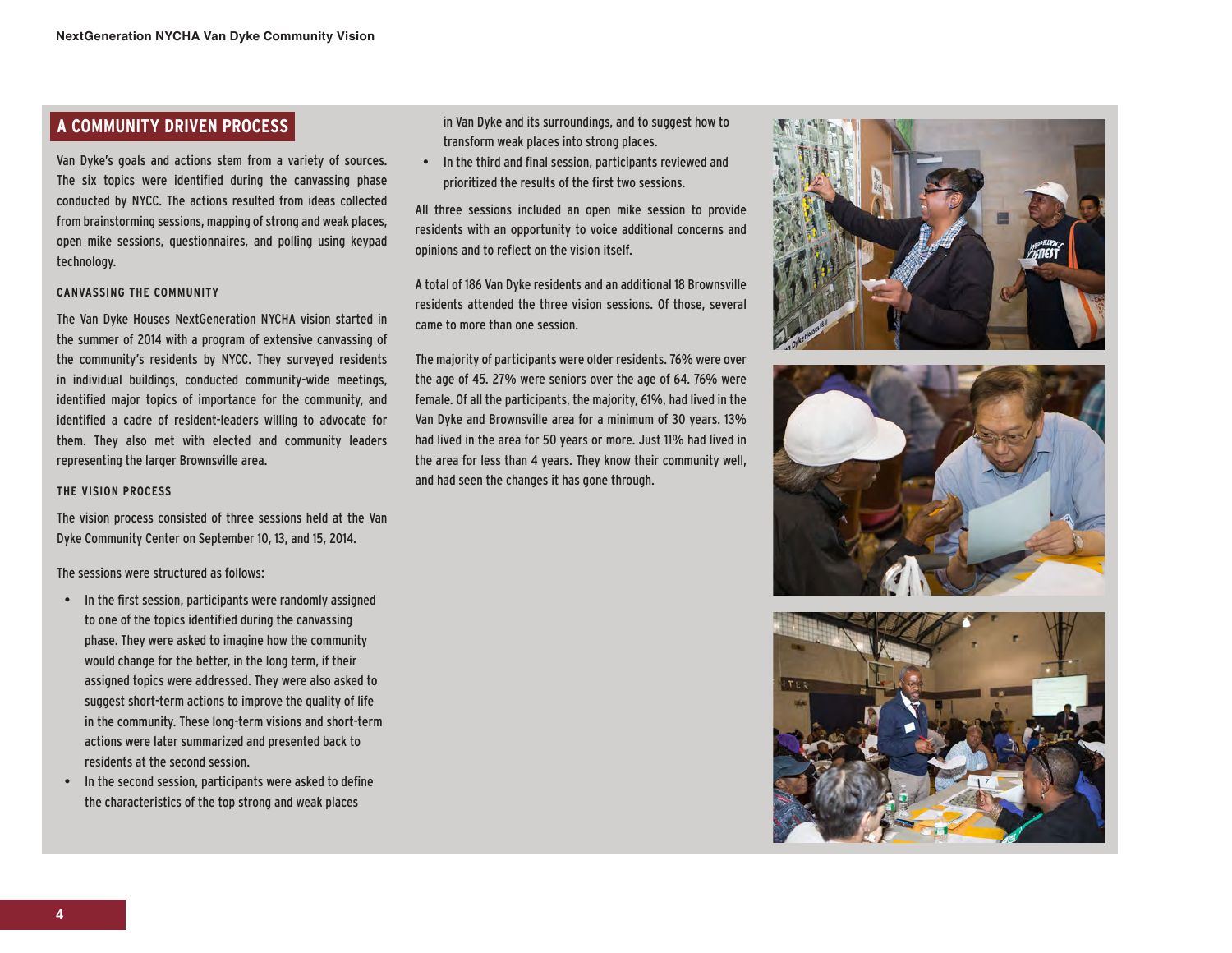## A COMMUNITY DRIVEN PROCESS

Van Dyke's goals and actions stem from a variety of sources. The six topics were identified during the canvassing phase conducted by NYCC. The actions resulted from ideas collected from brainstorming sessions, mapping of strong and weak places, open mike sessions, questionnaires, and polling using keypad technology.

### CANVASSING THE COMMUNITY

The Van Dyke Houses NextGeneration NYCHA vision started in the summer of 2014 with a program of extensive canvassing of the community's residents by NYCC. They surveyed residents in individual buildings, conducted community-wide meetings, identified major topics of importance for the community, and identified a cadre of resident-leaders willing to advocate for them. They also met with elected and community leaders representing the larger Brownsville area.

### THE VISION PROCESS

The vision process consisted of three sessions held at the Van Dyke Community Center on September 10, 13, and 15, 2014.

The sessions were structured as follows:

- In the first session, participants were randomly assigned to one of the topics identified during the canvassing phase. They were asked to imagine how the community would change for the better, in the long term, if their assigned topics were addressed. They were also asked to suggest short-term actions to improve the quality of life in the community. These long-term visions and short-term actions were later summarized and presented back to residents at the second session.
- In the second session, participants were asked to define the characteristics of the top strong and weak places in Van Dyke and its surroundings, and to suggest how to transform weak places into strong places.
- In the third and final session, participants reviewed and prioritized the results of the first two sessions.

All three sessions included an open mike session to provide residents with an opportunity to voice additional concerns and opinions and to reflect on the vision itself.

A total of 186 Van Dyke residents and an additional 18 Brownsville residents attended the three vision sessions. Of those, several came to more than one session.

The majority of participants were older residents. 76% were over the age of 45. 27% were seniors over the age of 64. 76% were female. Of all the participants, the majority, 61%, had lived in the Van Dyke and Brownsville area for a minimum of 30 years. 13% had lived in the area for 50 years or more. Just 11% had lived in the area for less than 4 years. They know their community well, and had seen the changes it has gone through.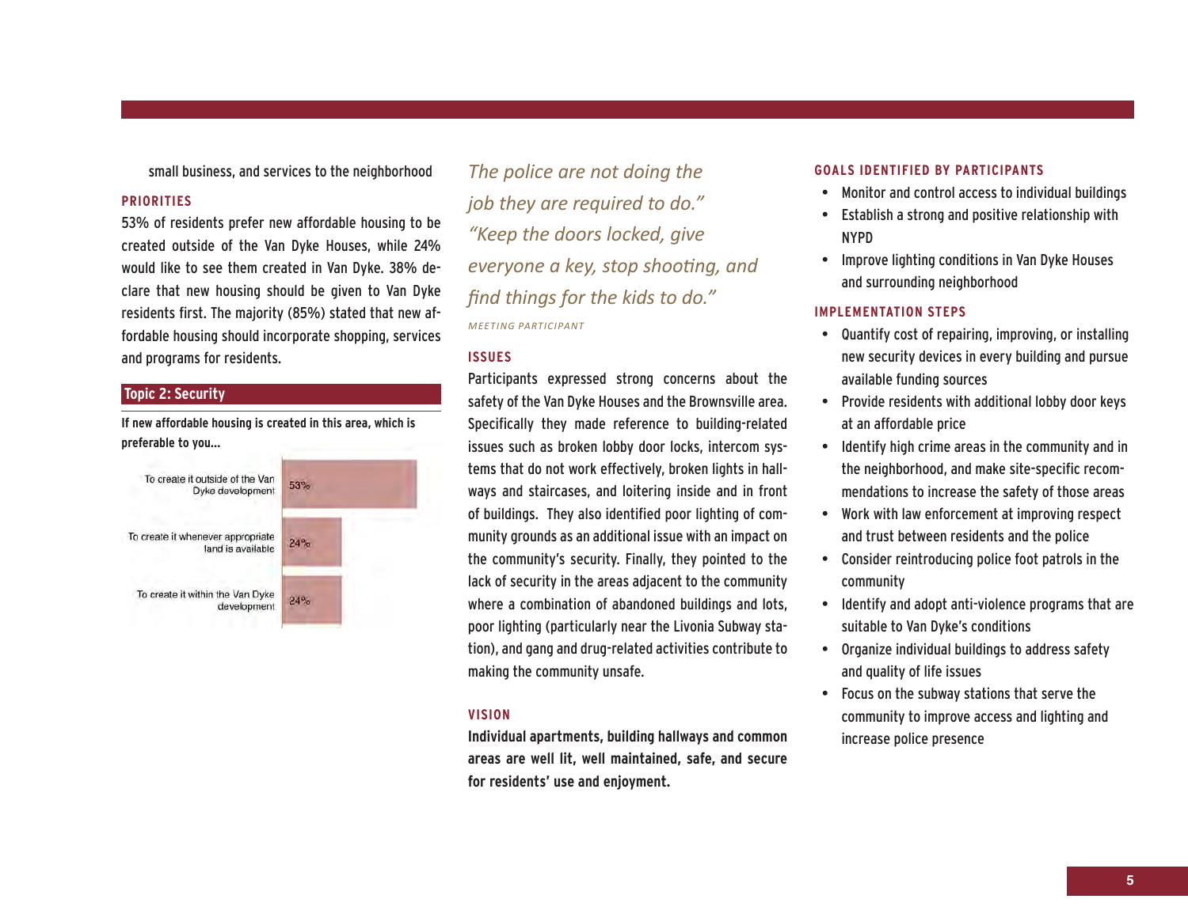small business, and services to the neighborhood

### PRIORITIES

53% of residents prefer new affordable housing to be created outside of the Van Dyke Houses, while 24% would like to see them created in Van Dyke. 38% declare that new housing should be given to Van Dyke residents first. The majority (85%) stated that new affordable housing should incorporate shopping, services and programs for residents.

## Topic 2: Security

**If new affordable housing is created in this area, which is preferable to you...**

| Option | Percentage |
| --- | --- |
| To create it outside of the Van Dyke development | 53% |
| To create it whenever appropriate land is available | 24% |
| To create it within the Van Dyke development | 24% |

*The police are not doing the job they are required to do." "Keep the doors locked, give everyone a key, stop shooting, and find things for the kids to do."*

*MEETING PARTICIPANT*

### ISSUES

Participants expressed strong concerns about the safety of the Van Dyke Houses and the Brownsville area. Specifically they made reference to building-related issues such as broken lobby door locks, intercom systems that do not work effectively, broken lights in hallways and staircases, and loitering inside and in front of buildings. They also identified poor lighting of community grounds as an additional issue with an impact on the community's security. Finally, they pointed to the lack of security in the areas adjacent to the community where a combination of abandoned buildings and lots, poor lighting (particularly near the Livonia Subway station), and gang and drug-related activities contribute to making the community unsafe.

### VISION

**Individual apartments, building hallways and common areas are well lit, well maintained, safe, and secure for residents' use and enjoyment.**

### GOALS IDENTIFIED BY PARTICIPANTS

- Monitor and control access to individual buildings
- Establish a strong and positive relationship with NYPD
- Improve lighting conditions in Van Dyke Houses and surrounding neighborhood

### IMPLEMENTATION STEPS

- Quantify cost of repairing, improving, or installing new security devices in every building and pursue available funding sources
- Provide residents with additional lobby door keys at an affordable price
- Identify high crime areas in the community and in the neighborhood, and make site-specific recommendations to increase the safety of those areas
- Work with law enforcement at improving respect and trust between residents and the police
- Consider reintroducing police foot patrols in the community
- Identify and adopt anti-violence programs that are suitable to Van Dyke's conditions
- Organize individual buildings to address safety and quality of life issues
- Focus on the subway stations that serve the community to improve access and lighting and increase police presence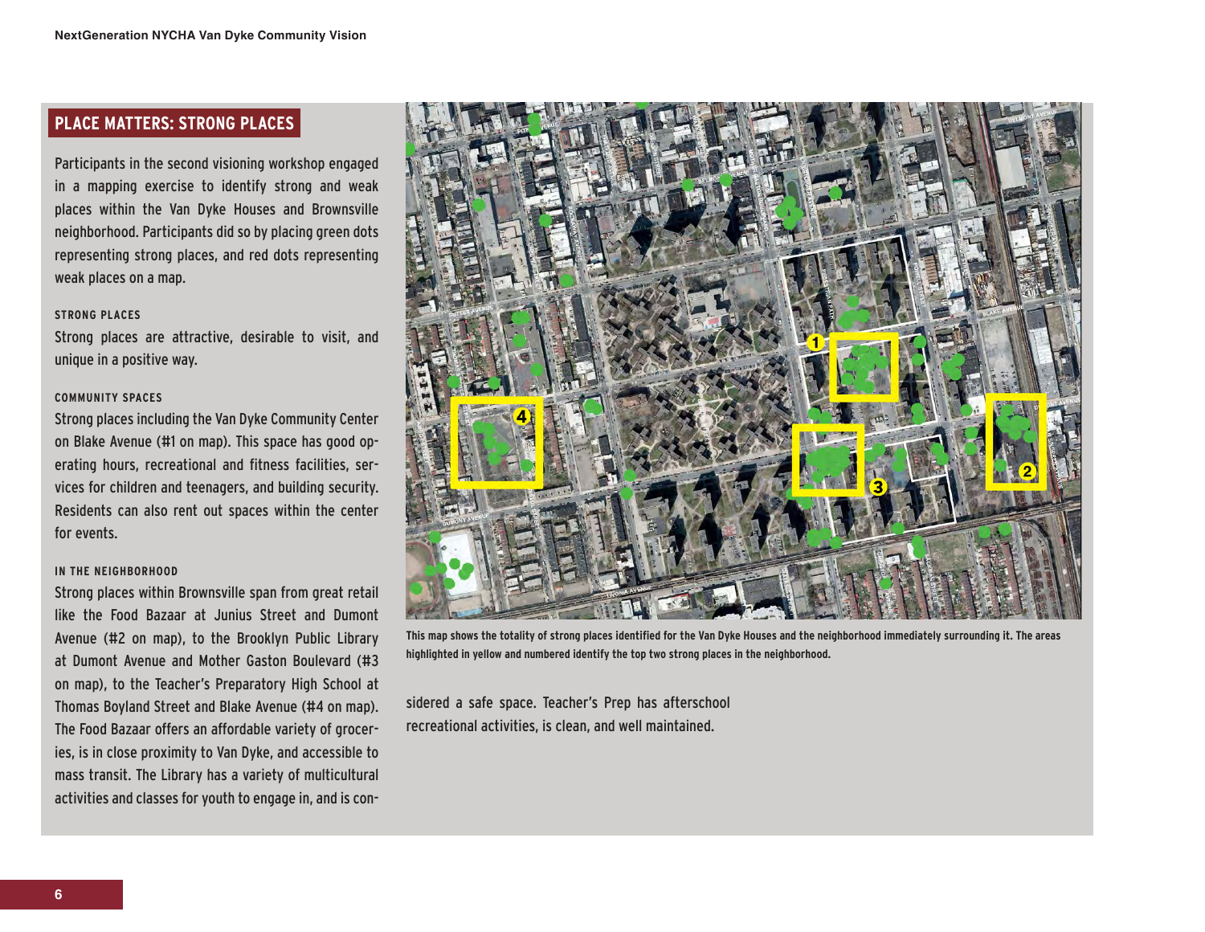## PLACE MATTERS: STRONG PLACES

Participants in the second visioning workshop engaged in a mapping exercise to identify strong and weak places within the Van Dyke Houses and Brownsville neighborhood. Participants did so by placing green dots representing strong places, and red dots representing weak places on a map.

### STRONG PLACES

Strong places are attractive, desirable to visit, and unique in a positive way.

### COMMUNITY SPACES

Strong places including the Van Dyke Community Center on Blake Avenue (#1 on map). This space has good operating hours, recreational and fitness facilities, services for children and teenagers, and building security. Residents can also rent out spaces within the center for events.

### IN THE NEIGHBORHOOD

Strong places within Brownsville span from great retail like the Food Bazaar at Junius Street and Dumont Avenue (#2 on map), to the Brooklyn Public Library at Dumont Avenue and Mother Gaston Boulevard (#3 on map), to the Teacher's Preparatory High School at Thomas Boyland Street and Blake Avenue (#4 on map). The Food Bazaar offers an affordable variety of groceries, is in close proximity to Van Dyke, and accessible to mass transit. The Library has a variety of multicultural activities and classes for youth to engage in, and is considered a safe space. Teacher's Prep has afterschool recreational activities, is clean, and well maintained.

This map shows the totality of strong places identified for the Van Dyke Houses and the neighborhood immediately surrounding it. The areas highlighted in yellow and numbered identify the top two strong places in the neighborhood.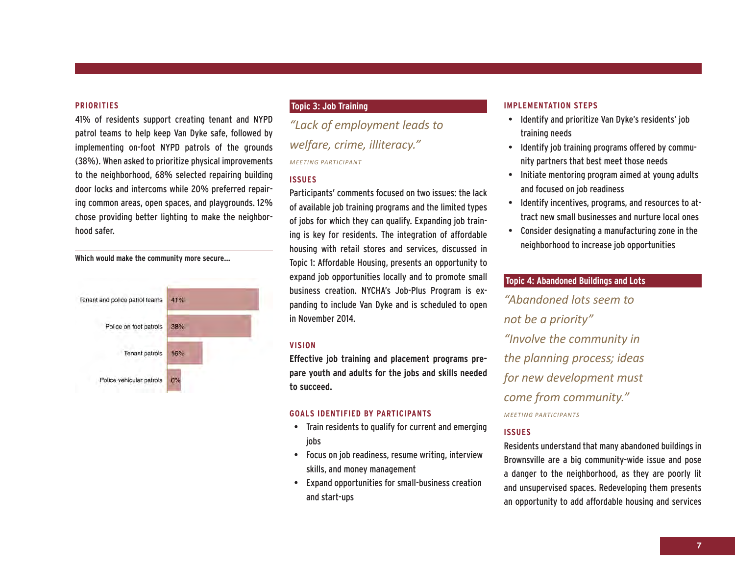### PRIORITIES

41% of residents support creating tenant and NYPD patrol teams to help keep Van Dyke safe, followed by implementing on-foot NYPD patrols of the grounds (38%). When asked to prioritize physical improvements to the neighborhood, 68% selected repairing building door locks and intercoms while 20% preferred repairing common areas, open spaces, and playgrounds. 12% chose providing better lighting to make the neighborhood safer.

**Which would make the community more secure...**

| Option | Percentage |
|---|---|
| Tenant and police patrol teams | 41% |
| Police on foot patrols | 38% |
| Tenant patrols | 16% |
| Police vehicular patrols | 6% |

## Topic 3: Job Training

*"Lack of employment leads to welfare, crime, illiteracy."*

MEETING PARTICIPANT

### ISSUES

Participants' comments focused on two issues: the lack of available job training programs and the limited types of jobs for which they can qualify. Expanding job training is key for residents. The integration of affordable housing with retail stores and services, discussed in Topic 1: Affordable Housing, presents an opportunity to expand job opportunities locally and to promote small business creation. NYCHA's Job-Plus Program is expanding to include Van Dyke and is scheduled to open in November 2014.

### VISION

**Effective job training and placement programs prepare youth and adults for the jobs and skills needed to succeed.**

### GOALS IDENTIFIED BY PARTICIPANTS

- Train residents to qualify for current and emerging jobs
- Focus on job readiness, resume writing, interview skills, and money management
- Expand opportunities for small-business creation and start-ups

### IMPLEMENTATION STEPS

- Identify and prioritize Van Dyke's residents' job training needs
- Identify job training programs offered by community partners that best meet those needs
- Initiate mentoring program aimed at young adults and focused on job readiness
- Identify incentives, programs, and resources to attract new small businesses and nurture local ones
- Consider designating a manufacturing zone in the neighborhood to increase job opportunities

## Topic 4: Abandoned Buildings and Lots

*"Abandoned lots seem to not be a priority"*

*"Involve the community in the planning process; ideas for new development must come from community."*

MEETING PARTICIPANTS

### ISSUES

Residents understand that many abandoned buildings in Brownsville are a big community-wide issue and pose a danger to the neighborhood, as they are poorly lit and unsupervised spaces. Redeveloping them presents an opportunity to add affordable housing and services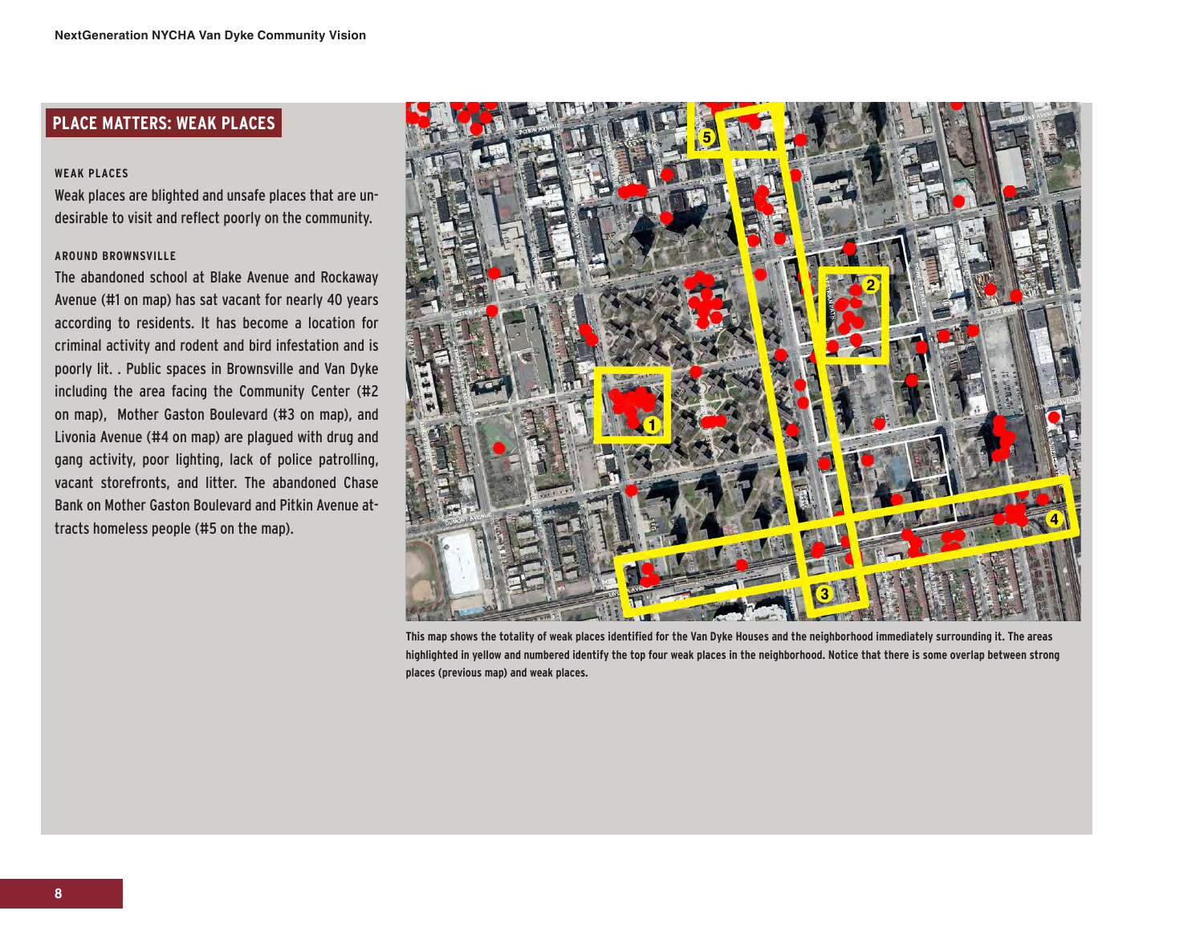## PLACE MATTERS: WEAK PLACES

### WEAK PLACES

Weak places are blighted and unsafe places that are undesirable to visit and reflect poorly on the community.

### AROUND BROWNSVILLE

The abandoned school at Blake Avenue and Rockaway Avenue (#1 on map) has sat vacant for nearly 40 years according to residents. It has become a location for criminal activity and rodent and bird infestation and is poorly lit. . Public spaces in Brownsville and Van Dyke including the area facing the Community Center (#2 on map), Mother Gaston Boulevard (#3 on map), and Livonia Avenue (#4 on map) are plagued with drug and gang activity, poor lighting, lack of police patrolling, vacant storefronts, and litter. The abandoned Chase Bank on Mother Gaston Boulevard and Pitkin Avenue attracts homeless people (#5 on the map).

This map shows the totality of weak places identified for the Van Dyke Houses and the neighborhood immediately surrounding it. The areas highlighted in yellow and numbered identify the top four weak places in the neighborhood. Notice that there is some overlap between strong places (previous map) and weak places.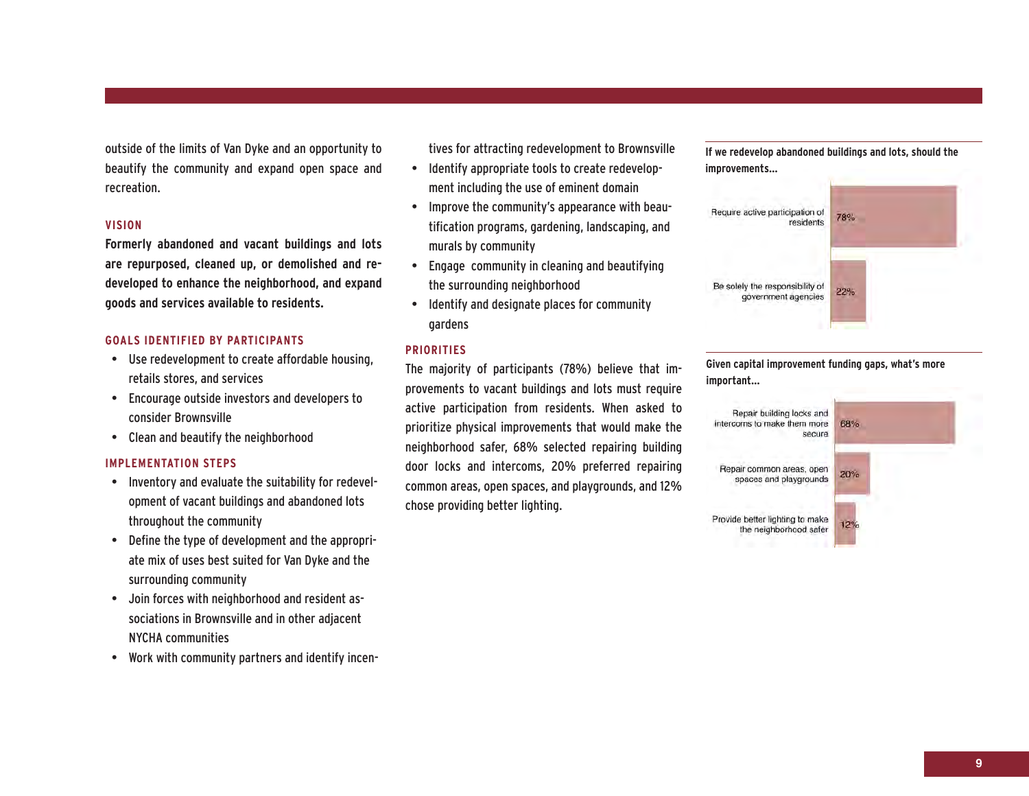outside of the limits of Van Dyke and an opportunity to beautify the community and expand open space and recreation.

### VISION

**Formerly abandoned and vacant buildings and lots are repurposed, cleaned up, or demolished and redeveloped to enhance the neighborhood, and expand goods and services available to residents.**

### GOALS IDENTIFIED BY PARTICIPANTS

- Use redevelopment to create affordable housing, retails stores, and services
- Encourage outside investors and developers to consider Brownsville
- Clean and beautify the neighborhood

### IMPLEMENTATION STEPS

- Inventory and evaluate the suitability for redevelopment of vacant buildings and abandoned lots throughout the community
- Define the type of development and the appropriate mix of uses best suited for Van Dyke and the surrounding community
- Join forces with neighborhood and resident associations in Brownsville and in other adjacent NYCHA communities
- Work with community partners and identify incentives for attracting redevelopment to Brownsville
- Identify appropriate tools to create redevelopment including the use of eminent domain
- Improve the community's appearance with beautification programs, gardening, landscaping, and murals by community
- Engage community in cleaning and beautifying the surrounding neighborhood
- Identify and designate places for community gardens

### PRIORITIES

The majority of participants (78%) believe that improvements to vacant buildings and lots must require active participation from residents. When asked to prioritize physical improvements that would make the neighborhood safer, 68% selected repairing building door locks and intercoms, 20% preferred repairing common areas, open spaces, and playgrounds, and 12% chose providing better lighting.

**If we redevelop abandoned buildings and lots, should the improvements...**

| Response | Percent |
|---|---|
| Require active participation of residents | 78% |
| Be solely the responsibility of government agencies | 22% |

**Given capital improvement funding gaps, what's more important...**

| Response | Percent |
|---|---|
| Repair building locks and intercoms to make them more secure | 68% |
| Repair common areas, open spaces and playgrounds | 20% |
| Provide better lighting to make the neighborhood safer | 12% |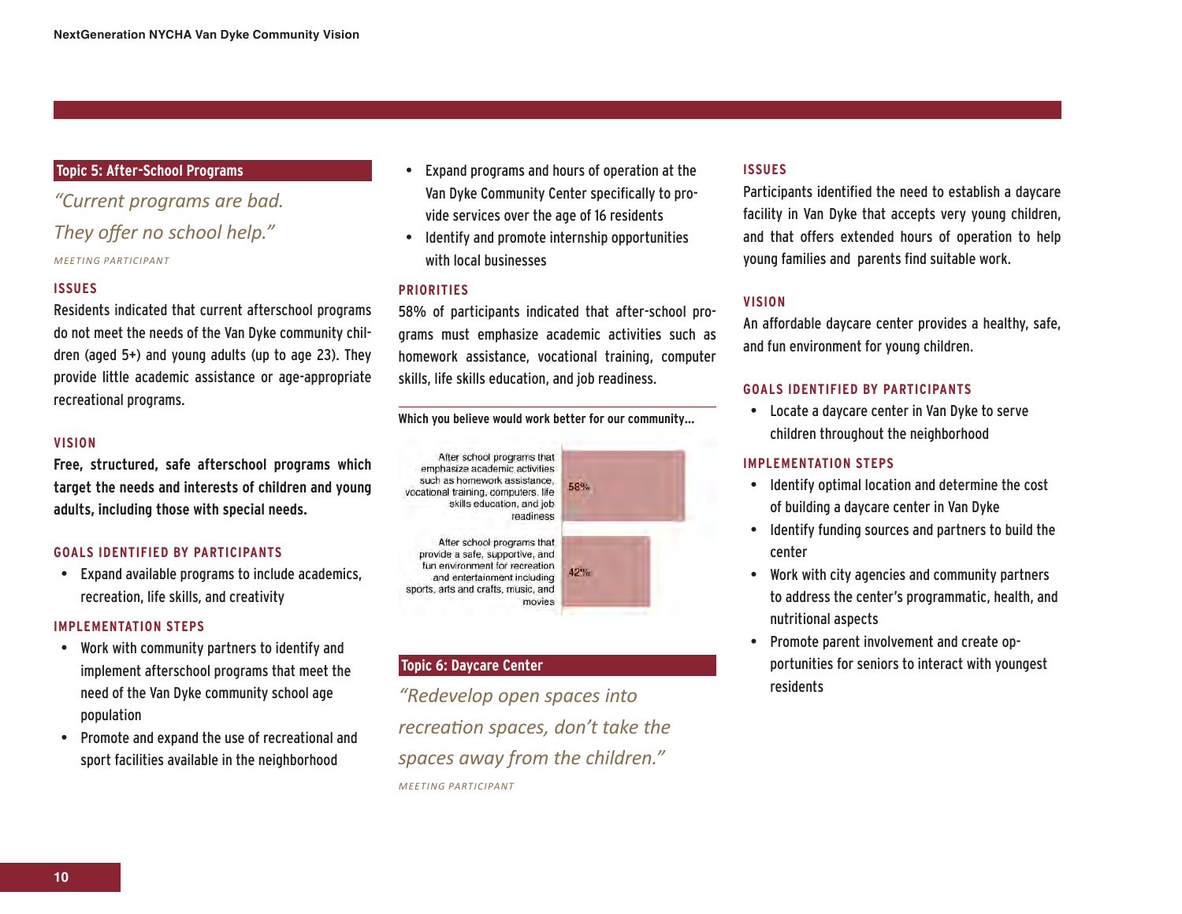## Topic 5: After-School Programs

*"Current programs are bad. They offer no school help."*

*MEETING PARTICIPANT*

### ISSUES

Residents indicated that current afterschool programs do not meet the needs of the Van Dyke community children (aged 5+) and young adults (up to age 23). They provide little academic assistance or age-appropriate recreational programs.

### VISION

**Free, structured, safe afterschool programs which target the needs and interests of children and young adults, including those with special needs.**

### GOALS IDENTIFIED BY PARTICIPANTS

- Expand available programs to include academics, recreation, life skills, and creativity

### IMPLEMENTATION STEPS

- Work with community partners to identify and implement afterschool programs that meet the need of the Van Dyke community school age population
- Promote and expand the use of recreational and sport facilities available in the neighborhood
- Expand programs and hours of operation at the Van Dyke Community Center specifically to provide services over the age of 16 residents
- Identify and promote internship opportunities with local businesses

### PRIORITIES

58% of participants indicated that after-school programs must emphasize academic activities such as homework assistance, vocational training, computer skills, life skills education, and job readiness.

**Which you believe would work better for our community...**

| Option | Percentage |
| --- | --- |
| After school programs that emphasize academic activities such as homework assistance, vocational training, computers, life skills education, and job readiness | 58% |
| After school programs that provide a safe, supportive, and fun environment for recreation and entertainment including sports, arts and crafts, music, and movies | 42% |

## Topic 6: Daycare Center

*"Redevelop open spaces into recreation spaces, don't take the spaces away from the children."*

*MEETING PARTICIPANT*

### ISSUES

Participants identified the need to establish a daycare facility in Van Dyke that accepts very young children, and that offers extended hours of operation to help young families and parents find suitable work.

### VISION

An affordable daycare center provides a healthy, safe, and fun environment for young children.

### GOALS IDENTIFIED BY PARTICIPANTS

- Locate a daycare center in Van Dyke to serve children throughout the neighborhood

### IMPLEMENTATION STEPS

- Identify optimal location and determine the cost of building a daycare center in Van Dyke
- Identify funding sources and partners to build the center
- Work with city agencies and community partners to address the center's programmatic, health, and nutritional aspects
- Promote parent involvement and create opportunities for seniors to interact with youngest residents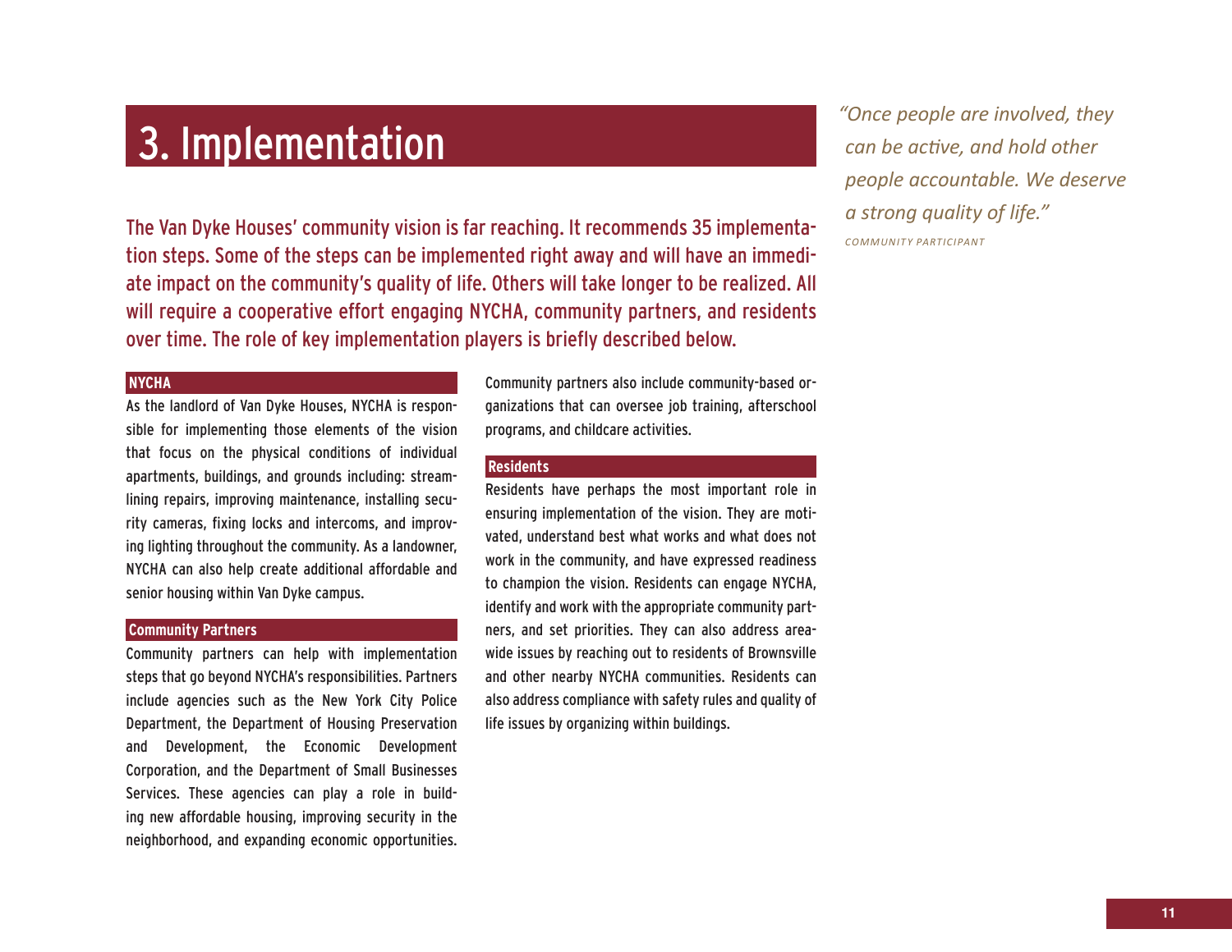# 3. Implementation

> *"Once people are involved, they can be active, and hold other people accountable. We deserve a strong quality of life."*
>
> COMMUNITY PARTICIPANT

The Van Dyke Houses' community vision is far reaching. It recommends 35 implementation steps. Some of the steps can be implemented right away and will have an immediate impact on the community's quality of life. Others will take longer to be realized. All will require a cooperative effort engaging NYCHA, community partners, and residents over time. The role of key implementation players is briefly described below.

### NYCHA

As the landlord of Van Dyke Houses, NYCHA is responsible for implementing those elements of the vision that focus on the physical conditions of individual apartments, buildings, and grounds including: streamlining repairs, improving maintenance, installing security cameras, fixing locks and intercoms, and improving lighting throughout the community. As a landowner, NYCHA can also help create additional affordable and senior housing within Van Dyke campus.

### Community Partners

Community partners can help with implementation steps that go beyond NYCHA's responsibilities. Partners include agencies such as the New York City Police Department, the Department of Housing Preservation and Development, the Economic Development Corporation, and the Department of Small Businesses Services. These agencies can play a role in building new affordable housing, improving security in the neighborhood, and expanding economic opportunities. Community partners also include community-based organizations that can oversee job training, afterschool programs, and childcare activities.

### Residents

Residents have perhaps the most important role in ensuring implementation of the vision. They are motivated, understand best what works and what does not work in the community, and have expressed readiness to champion the vision. Residents can engage NYCHA, identify and work with the appropriate community partners, and set priorities. They can also address areawide issues by reaching out to residents of Brownsville and other nearby NYCHA communities. Residents can also address compliance with safety rules and quality of life issues by organizing within buildings.